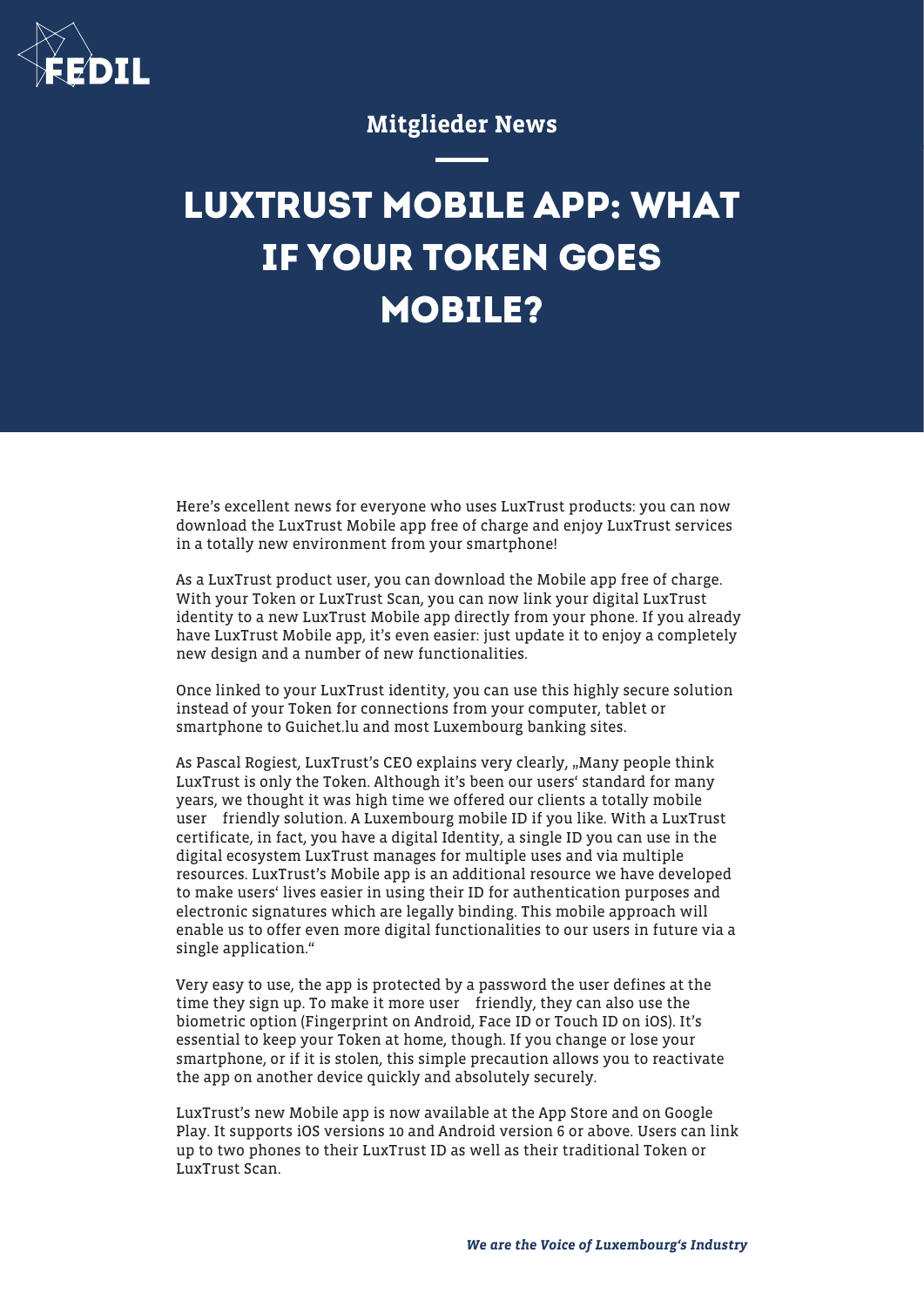Mitglieder News

# LUXTRUST MOBILE APP: WHAT IF YOUR TOKEN GOES MOBILE?

Here's excellent news for everyone who uses LuxTrust products: you can now download the LuxTrust Mobile app free of charge and enjoy LuxTrust services in a totally new environment from your smartphone!

As a LuxTrust product user, you can download the Mobile app free of charge. With your Token or LuxTrust Scan, you can now link your digital LuxTrust identity to a new LuxTrust Mobile app directly from your phone. If you already have LuxTrust Mobile app, it's even easier: just update it to enjoy a completely new design and a number of new functionalities.

Once linked to your LuxTrust identity, you can use this highly secure solution instead of your Token for connections from your computer, tablet or smartphone to Guichet.lu and most Luxembourg banking sites.

As Pascal Rogiest, LuxTrust's CEO explains very clearly, „Many people think LuxTrust is only the Token. Although it's been our users' standard for many years, we thought it was high time we offered our clients a totally mobile user friendly solution. A Luxembourg mobile ID if you like. With a LuxTrust certificate, in fact, you have a digital Identity, a single ID you can use in the digital ecosystem LuxTrust manages for multiple uses and via multiple resources. LuxTrust's Mobile app is an additional resource we have developed to make users' lives easier in using their ID for authentication purposes and electronic signatures which are legally binding. This mobile approach will enable us to offer even more digital functionalities to our users in future via a single application."

Very easy to use, the app is protected by a password the user defines at the time they sign up. To make it more user friendly, they can also use the biometric option (Fingerprint on Android, Face ID or Touch ID on iOS). It's essential to keep your Token at home, though. If you change or lose your smartphone, or if it is stolen, this simple precaution allows you to reactivate the app on another device quickly and absolutely securely.

LuxTrust's new Mobile app is now available at the App Store and on Google Play. It supports iOS versions 10 and Android version 6 or above. Users can link up to two phones to their LuxTrust ID as well as their traditional Token or LuxTrust Scan.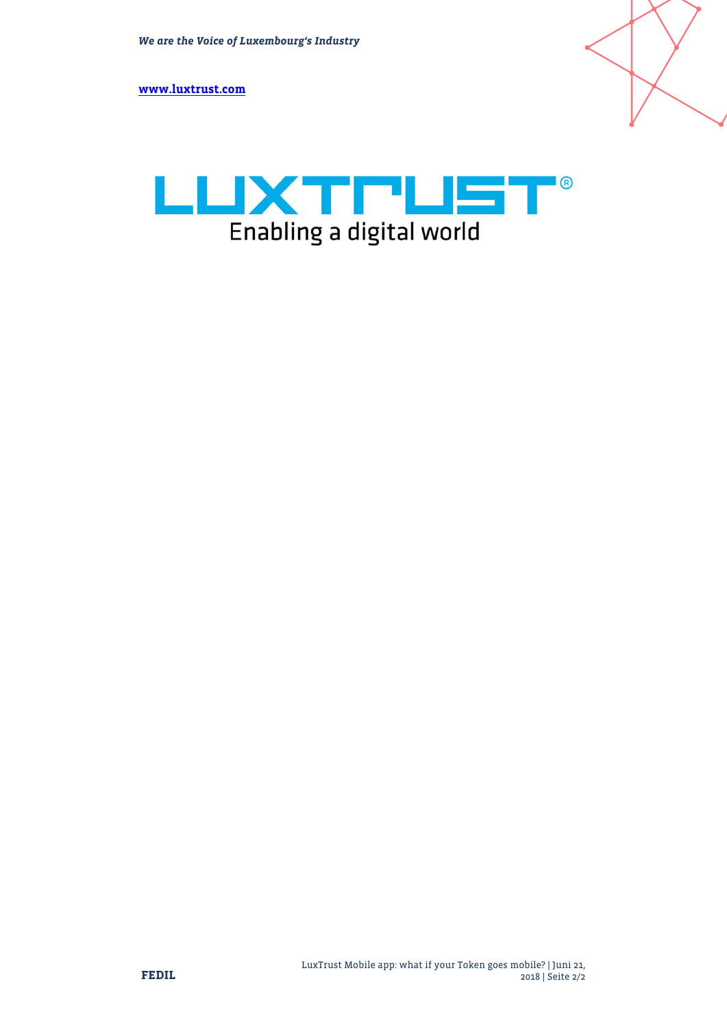www.luxtrust.com

LUXTRUST®

Enabling a digital world